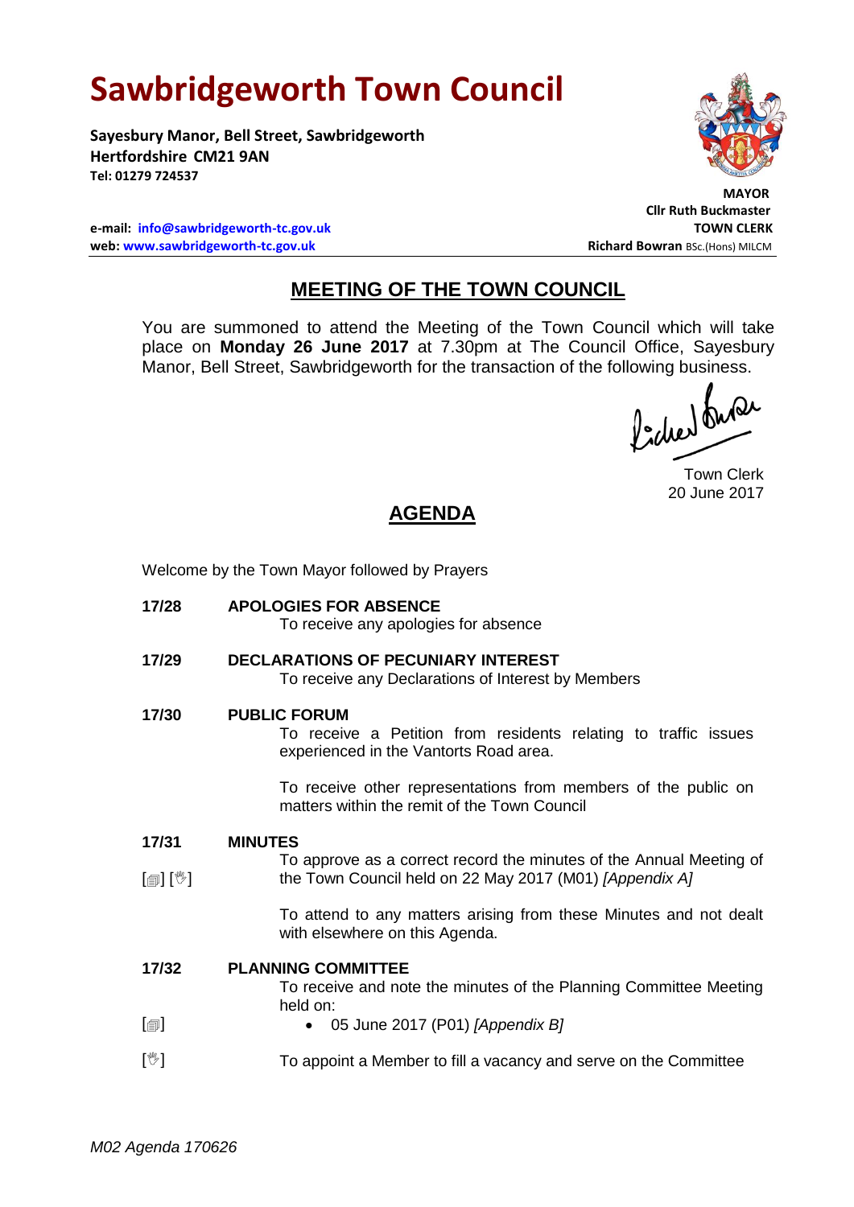# Sawbridgeworth Town Council

**Sayesbury Manor, Bell Street, Sawbridgeworth**
**Hertfordshire CM21 9AN**
**Tel: 01279 724537**

**e-mail: info@sawbridgeworth-tc.gov.uk**
**web: www.sawbridgeworth-tc.gov.uk**

**MAYOR**
**Cllr Ruth Buckmaster**
**TOWN CLERK**
**Richard Bowran** BSc.(Hons) MILCM

## MEETING OF THE TOWN COUNCIL

You are summoned to attend the Meeting of the Town Council which will take place on **Monday 26 June 2017** at 7.30pm at The Council Office, Sayesbury Manor, Bell Street, Sawbridgeworth for the transaction of the following business.

Town Clerk
20 June 2017

## AGENDA

Welcome by the Town Mayor followed by Prayers

**17/28 APOLOGIES FOR ABSENCE**
To receive any apologies for absence

**17/29 DECLARATIONS OF PECUNIARY INTEREST**
To receive any Declarations of Interest by Members

**17/30 PUBLIC FORUM**
To receive a Petition from residents relating to traffic issues experienced in the Vantorts Road area.

To receive other representations from members of the public on matters within the remit of the Town Council

**17/31 MINUTES**
[📄] [✋] To approve as a correct record the minutes of the Annual Meeting of the Town Council held on 22 May 2017 (M01) *[Appendix A]*

To attend to any matters arising from these Minutes and not dealt with elsewhere on this Agenda.

**17/32 PLANNING COMMITTEE**
To receive and note the minutes of the Planning Committee Meeting held on:

[📄]
- 05 June 2017 (P01) *[Appendix B]*

[✋] To appoint a Member to fill a vacancy and serve on the Committee

*M02 Agenda 170626*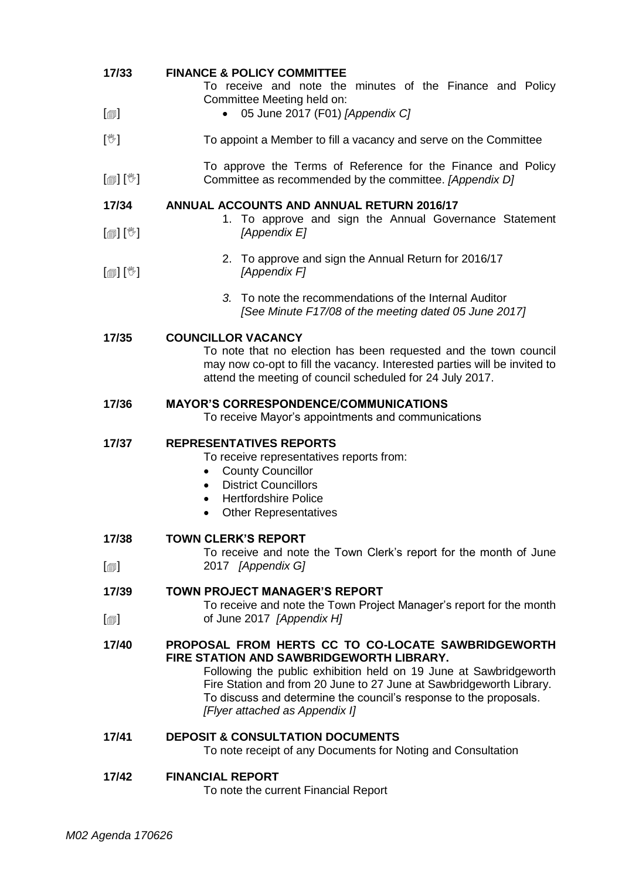**17/33 FINANCE & POLICY COMMITTEE**

To receive and note the minutes of the Finance and Policy Committee Meeting held on:

[🗐] • 05 June 2017 (F01) *[Appendix C]*

[✋] To appoint a Member to fill a vacancy and serve on the Committee

[🗐] [✋] To approve the Terms of Reference for the Finance and Policy Committee as recommended by the committee. *[Appendix D]*

**17/34 ANNUAL ACCOUNTS AND ANNUAL RETURN 2016/17**

[🗐] [✋] 1. To approve and sign the Annual Governance Statement *[Appendix E]*

[🗐] [✋] 2. To approve and sign the Annual Return for 2016/17 *[Appendix F]*

*3.* To note the recommendations of the Internal Auditor *[See Minute F17/08 of the meeting dated 05 June 2017]*

**17/35 COUNCILLOR VACANCY**

To note that no election has been requested and the town council may now co-opt to fill the vacancy. Interested parties will be invited to attend the meeting of council scheduled for 24 July 2017.

**17/36 MAYOR'S CORRESPONDENCE/COMMUNICATIONS**

To receive Mayor's appointments and communications

**17/37 REPRESENTATIVES REPORTS**

To receive representatives reports from:

- County Councillor
- District Councillors
- Hertfordshire Police
- Other Representatives

**17/38 TOWN CLERK'S REPORT**

[🗐] To receive and note the Town Clerk's report for the month of June 2017 *[Appendix G]*

**17/39 TOWN PROJECT MANAGER'S REPORT**

[🗐] To receive and note the Town Project Manager's report for the month of June 2017 *[Appendix H]*

**17/40 PROPOSAL FROM HERTS CC TO CO-LOCATE SAWBRIDGEWORTH FIRE STATION AND SAWBRIDGEWORTH LIBRARY.**

Following the public exhibition held on 19 June at Sawbridgeworth Fire Station and from 20 June to 27 June at Sawbridgeworth Library. To discuss and determine the council's response to the proposals. *[Flyer attached as Appendix I]*

**17/41 DEPOSIT & CONSULTATION DOCUMENTS**

To note receipt of any Documents for Noting and Consultation

**17/42 FINANCIAL REPORT**

To note the current Financial Report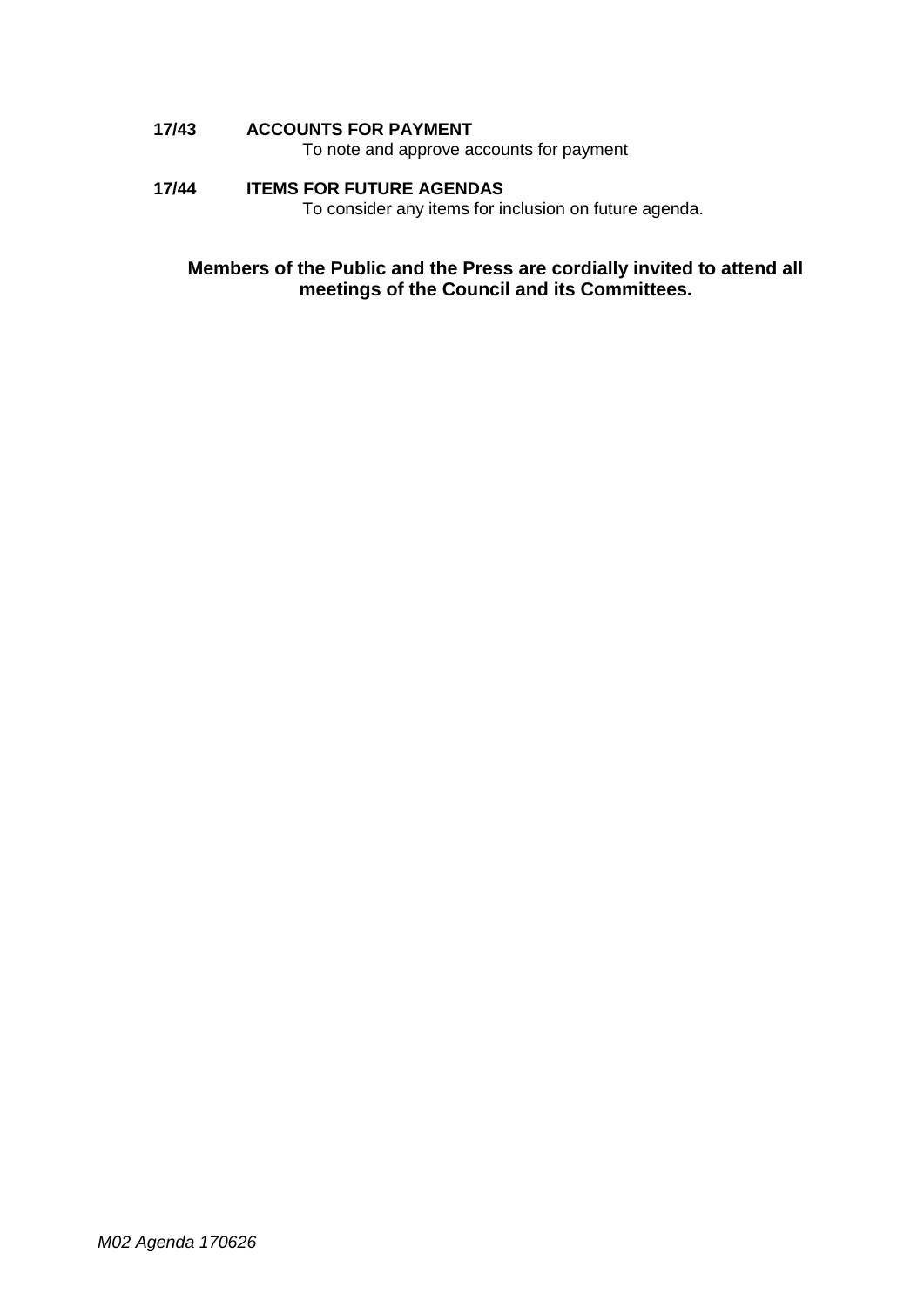**17/43 ACCOUNTS FOR PAYMENT**

To note and approve accounts for payment

**17/44 ITEMS FOR FUTURE AGENDAS**

To consider any items for inclusion on future agenda.

**Members of the Public and the Press are cordially invited to attend all meetings of the Council and its Committees.**